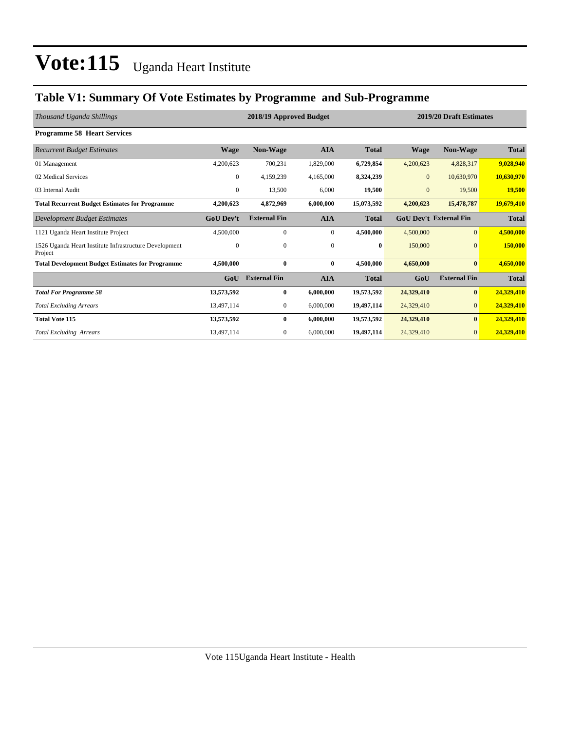# Vote:115 Uganda Heart Institute

## Table V1: Summary Of Vote Estimates by Programme and Sub-Programme

| *Thousand Uganda Shillings* | 2018/19 Approved Budget | | | | 2019/20 Draft Estimates | | |
|---|---|---|---|---|---|---|---|
| **Programme 58 Heart Services** | | | | | | | |
| *Recurrent Budget Estimates* | **Wage** | **Non-Wage** | **AIA** | **Total** | **Wage** | **Non-Wage** | **Total** |
| 01 Management | 4,200,623 | 700,231 | 1,829,000 | **6,729,854** | 4,200,623 | 4,828,317 | **9,028,940** |
| 02 Medical Services | 0 | 4,159,239 | 4,165,000 | **8,324,239** | 0 | 10,630,970 | **10,630,970** |
| 03 Internal Audit | 0 | 13,500 | 6,000 | **19,500** | 0 | 19,500 | **19,500** |
| **Total Recurrent Budget Estimates for Programme** | **4,200,623** | **4,872,969** | **6,000,000** | **15,073,592** | **4,200,623** | **15,478,787** | **19,679,410** |
| *Development Budget Estimates* | **GoU Dev't** | **External Fin** | **AIA** | **Total** | **GoU Dev't** | **External Fin** | **Total** |
| 1121 Uganda Heart Institute Project | 4,500,000 | 0 | 0 | **4,500,000** | 4,500,000 | 0 | **4,500,000** |
| 1526 Uganda Heart Institute Infrastructure Development Project | 0 | 0 | 0 | **0** | 150,000 | 0 | **150,000** |
| **Total Development Budget Estimates for Programme** | **4,500,000** | **0** | **0** | **4,500,000** | **4,650,000** | **0** | **4,650,000** |
| | **GoU** | **External Fin** | **AIA** | **Total** | **GoU** | **External Fin** | **Total** |
| ***Total For Programme 58*** | **13,573,592** | **0** | **6,000,000** | **19,573,592** | **24,329,410** | **0** | **24,329,410** |
| *Total Excluding Arrears* | 13,497,114 | 0 | 6,000,000 | **19,497,114** | 24,329,410 | 0 | **24,329,410** |
| **Total Vote 115** | **13,573,592** | **0** | **6,000,000** | **19,573,592** | **24,329,410** | **0** | **24,329,410** |
| *Total Excluding Arrears* | 13,497,114 | 0 | 6,000,000 | **19,497,114** | 24,329,410 | 0 | **24,329,410** |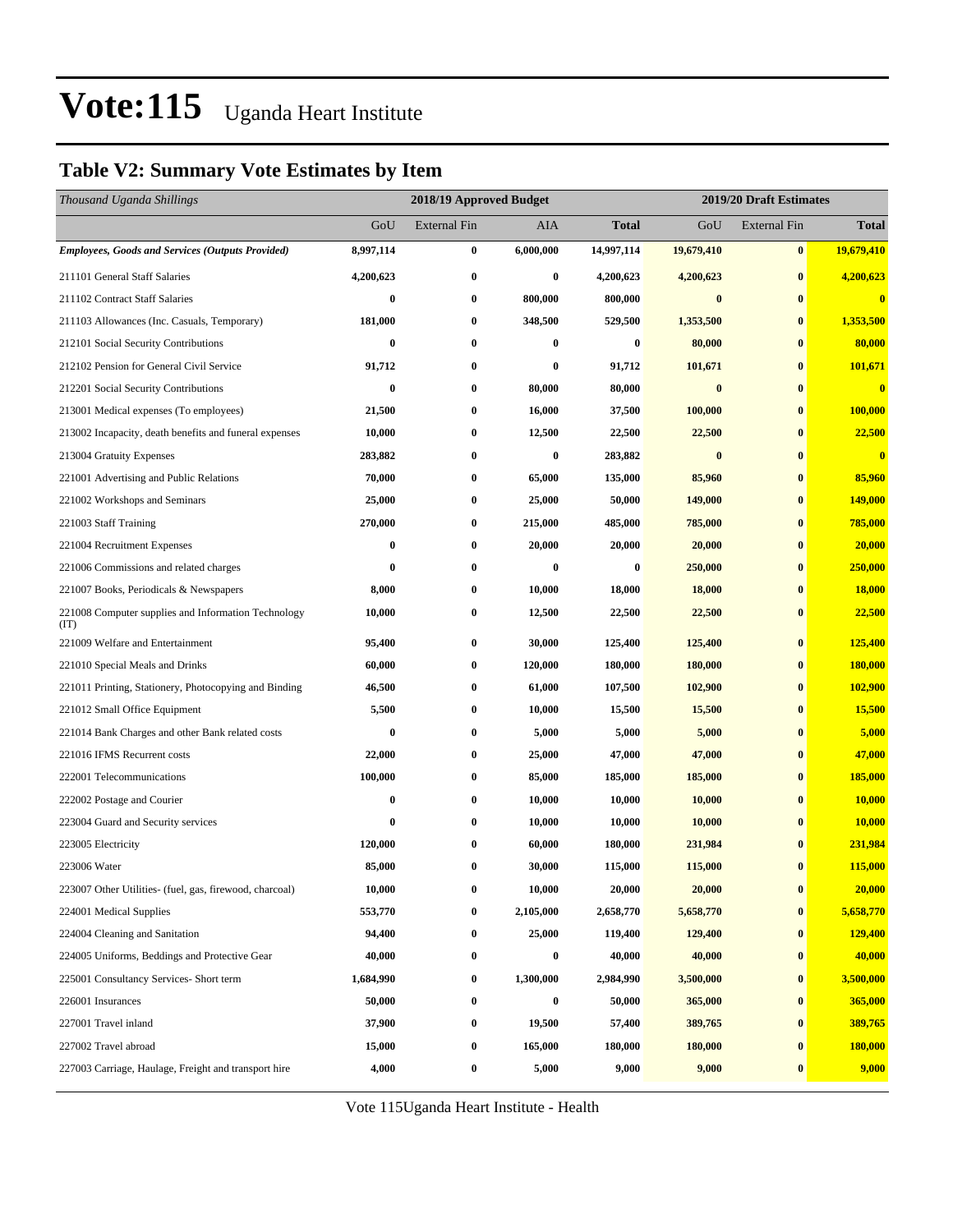# Vote:115 Uganda Heart Institute

## Table V2: Summary Vote Estimates by Item

| *Thousand Uganda Shillings* | 2018/19 Approved Budget | | | | 2019/20 Draft Estimates | | |
|---|---|---|---|---|---|---|---|
| | GoU | External Fin | AIA | **Total** | GoU | External Fin | **Total** |
| ***Employees, Goods and Services (Outputs Provided)*** | **8,997,114** | **0** | **6,000,000** | **14,997,114** | **19,679,410** | **0** | **19,679,410** |
| 211101 General Staff Salaries | **4,200,623** | **0** | **0** | **4,200,623** | **4,200,623** | **0** | **4,200,623** |
| 211102 Contract Staff Salaries | **0** | **0** | **800,000** | **800,000** | **0** | **0** | **0** |
| 211103 Allowances (Inc. Casuals, Temporary) | **181,000** | **0** | **348,500** | **529,500** | **1,353,500** | **0** | **1,353,500** |
| 212101 Social Security Contributions | **0** | **0** | **0** | **0** | **80,000** | **0** | **80,000** |
| 212102 Pension for General Civil Service | **91,712** | **0** | **0** | **91,712** | **101,671** | **0** | **101,671** |
| 212201 Social Security Contributions | **0** | **0** | **80,000** | **80,000** | **0** | **0** | **0** |
| 213001 Medical expenses (To employees) | **21,500** | **0** | **16,000** | **37,500** | **100,000** | **0** | **100,000** |
| 213002 Incapacity, death benefits and funeral expenses | **10,000** | **0** | **12,500** | **22,500** | **22,500** | **0** | **22,500** |
| 213004 Gratuity Expenses | **283,882** | **0** | **0** | **283,882** | **0** | **0** | **0** |
| 221001 Advertising and Public Relations | **70,000** | **0** | **65,000** | **135,000** | **85,960** | **0** | **85,960** |
| 221002 Workshops and Seminars | **25,000** | **0** | **25,000** | **50,000** | **149,000** | **0** | **149,000** |
| 221003 Staff Training | **270,000** | **0** | **215,000** | **485,000** | **785,000** | **0** | **785,000** |
| 221004 Recruitment Expenses | **0** | **0** | **20,000** | **20,000** | **20,000** | **0** | **20,000** |
| 221006 Commissions and related charges | **0** | **0** | **0** | **0** | **250,000** | **0** | **250,000** |
| 221007 Books, Periodicals & Newspapers | **8,000** | **0** | **10,000** | **18,000** | **18,000** | **0** | **18,000** |
| 221008 Computer supplies and Information Technology (IT) | **10,000** | **0** | **12,500** | **22,500** | **22,500** | **0** | **22,500** |
| 221009 Welfare and Entertainment | **95,400** | **0** | **30,000** | **125,400** | **125,400** | **0** | **125,400** |
| 221010 Special Meals and Drinks | **60,000** | **0** | **120,000** | **180,000** | **180,000** | **0** | **180,000** |
| 221011 Printing, Stationery, Photocopying and Binding | **46,500** | **0** | **61,000** | **107,500** | **102,900** | **0** | **102,900** |
| 221012 Small Office Equipment | **5,500** | **0** | **10,000** | **15,500** | **15,500** | **0** | **15,500** |
| 221014 Bank Charges and other Bank related costs | **0** | **0** | **5,000** | **5,000** | **5,000** | **0** | **5,000** |
| 221016 IFMS Recurrent costs | **22,000** | **0** | **25,000** | **47,000** | **47,000** | **0** | **47,000** |
| 222001 Telecommunications | **100,000** | **0** | **85,000** | **185,000** | **185,000** | **0** | **185,000** |
| 222002 Postage and Courier | **0** | **0** | **10,000** | **10,000** | **10,000** | **0** | **10,000** |
| 223004 Guard and Security services | **0** | **0** | **10,000** | **10,000** | **10,000** | **0** | **10,000** |
| 223005 Electricity | **120,000** | **0** | **60,000** | **180,000** | **231,984** | **0** | **231,984** |
| 223006 Water | **85,000** | **0** | **30,000** | **115,000** | **115,000** | **0** | **115,000** |
| 223007 Other Utilities- (fuel, gas, firewood, charcoal) | **10,000** | **0** | **10,000** | **20,000** | **20,000** | **0** | **20,000** |
| 224001 Medical Supplies | **553,770** | **0** | **2,105,000** | **2,658,770** | **5,658,770** | **0** | **5,658,770** |
| 224004 Cleaning and Sanitation | **94,400** | **0** | **25,000** | **119,400** | **129,400** | **0** | **129,400** |
| 224005 Uniforms, Beddings and Protective Gear | **40,000** | **0** | **0** | **40,000** | **40,000** | **0** | **40,000** |
| 225001 Consultancy Services- Short term | **1,684,990** | **0** | **1,300,000** | **2,984,990** | **3,500,000** | **0** | **3,500,000** |
| 226001 Insurances | **50,000** | **0** | **0** | **50,000** | **365,000** | **0** | **365,000** |
| 227001 Travel inland | **37,900** | **0** | **19,500** | **57,400** | **389,765** | **0** | **389,765** |
| 227002 Travel abroad | **15,000** | **0** | **165,000** | **180,000** | **180,000** | **0** | **180,000** |
| 227003 Carriage, Haulage, Freight and transport hire | **4,000** | **0** | **5,000** | **9,000** | **9,000** | **0** | **9,000** |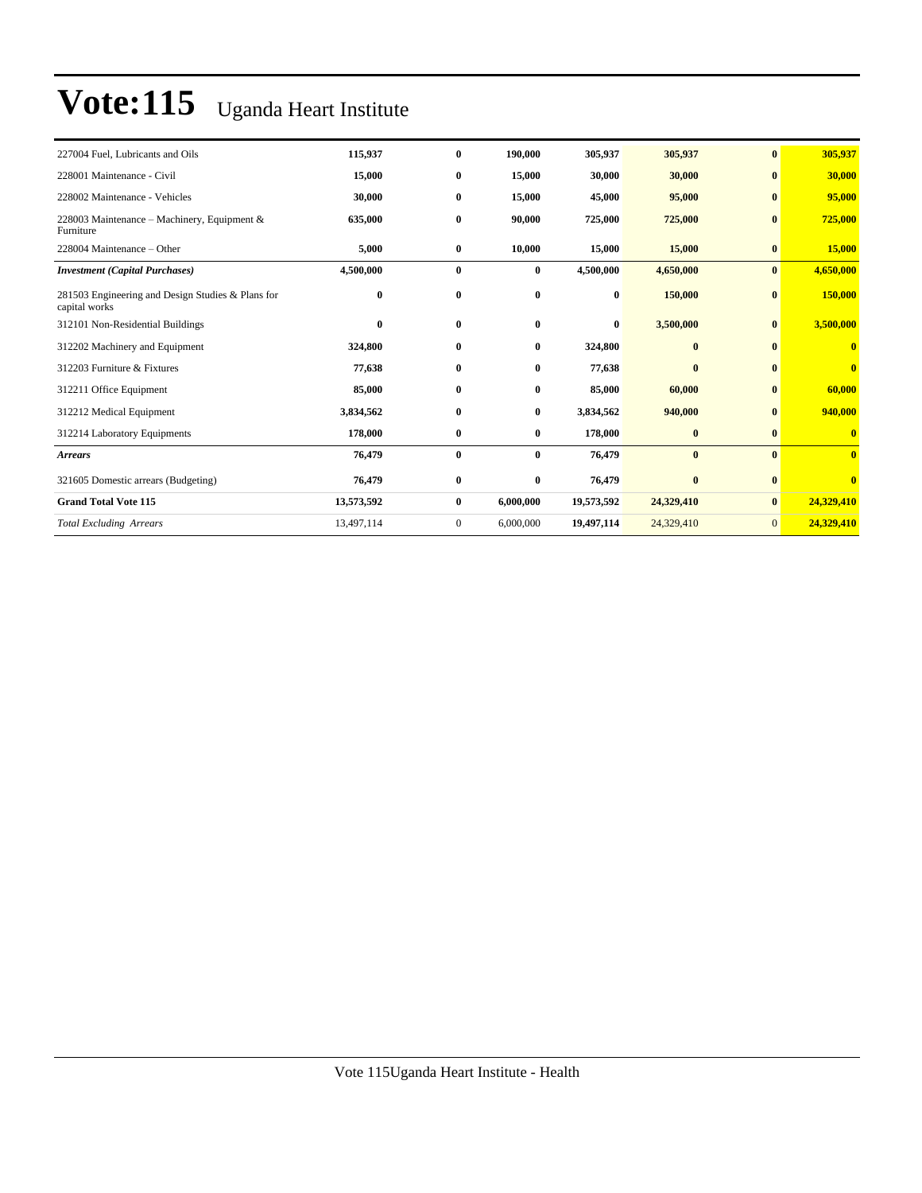# Vote:115 Uganda Heart Institute

| | | | | | | | |
|---|---|---|---|---|---|---|---|
| 227004 Fuel, Lubricants and Oils | **115,937** | **0** | **190,000** | **305,937** | **305,937** | **0** | **305,937** |
| 228001 Maintenance - Civil | **15,000** | **0** | **15,000** | **30,000** | **30,000** | **0** | **30,000** |
| 228002 Maintenance - Vehicles | **30,000** | **0** | **15,000** | **45,000** | **95,000** | **0** | **95,000** |
| 228003 Maintenance – Machinery, Equipment & Furniture | **635,000** | **0** | **90,000** | **725,000** | **725,000** | **0** | **725,000** |
| 228004 Maintenance – Other | **5,000** | **0** | **10,000** | **15,000** | **15,000** | **0** | **15,000** |
| ***Investment (Capital Purchases)*** | **4,500,000** | **0** | **0** | **4,500,000** | **4,650,000** | **0** | **4,650,000** |
| 281503 Engineering and Design Studies & Plans for capital works | **0** | **0** | **0** | **0** | **150,000** | **0** | **150,000** |
| 312101 Non-Residential Buildings | **0** | **0** | **0** | **0** | **3,500,000** | **0** | **3,500,000** |
| 312202 Machinery and Equipment | **324,800** | **0** | **0** | **324,800** | **0** | **0** | **0** |
| 312203 Furniture & Fixtures | **77,638** | **0** | **0** | **77,638** | **0** | **0** | **0** |
| 312211 Office Equipment | **85,000** | **0** | **0** | **85,000** | **60,000** | **0** | **60,000** |
| 312212 Medical Equipment | **3,834,562** | **0** | **0** | **3,834,562** | **940,000** | **0** | **940,000** |
| 312214 Laboratory Equipments | **178,000** | **0** | **0** | **178,000** | **0** | **0** | **0** |
| ***Arrears*** | **76,479** | **0** | **0** | **76,479** | **0** | **0** | **0** |
| 321605 Domestic arrears (Budgeting) | **76,479** | **0** | **0** | **76,479** | **0** | **0** | **0** |
| **Grand Total Vote 115** | **13,573,592** | **0** | **6,000,000** | **19,573,592** | **24,329,410** | **0** | **24,329,410** |
| *Total Excluding Arrears* | 13,497,114 | 0 | 6,000,000 | **19,497,114** | 24,329,410 | 0 | **24,329,410** |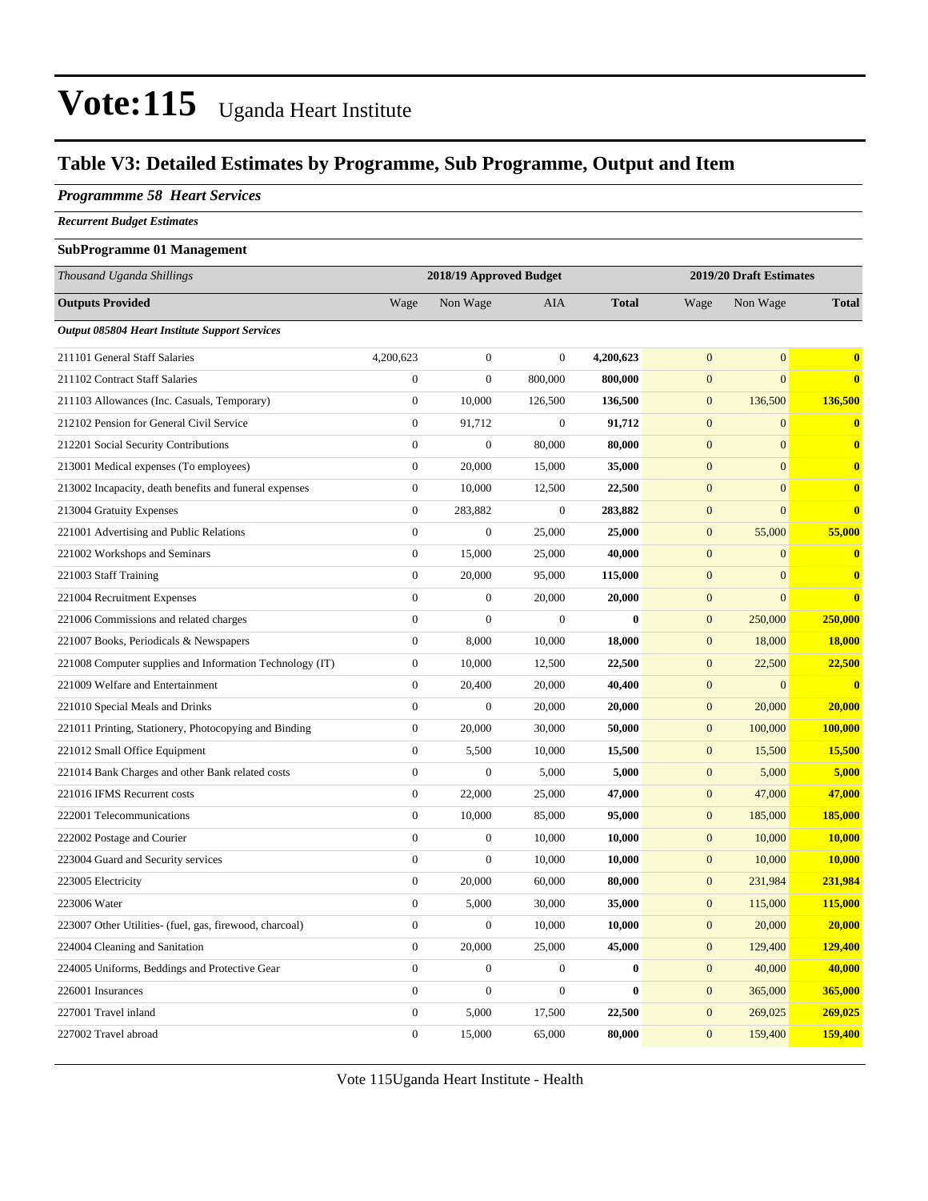# Vote:115 Uganda Heart Institute

## Table V3: Detailed Estimates by Programme, Sub Programme, Output and Item

### *Programmme 58 Heart Services*

***Recurrent Budget Estimates***

**SubProgramme 01 Management**

| *Thousand Uganda Shillings* | 2018/19 Approved Budget | | | | 2019/20 Draft Estimates | | |
|---|---|---|---|---|---|---|---|
| **Outputs Provided** | Wage | Non Wage | AIA | **Total** | Wage | Non Wage | **Total** |
| ***Output 085804 Heart Institute Support Services*** | | | | | | | |
| 211101 General Staff Salaries | 4,200,623 | 0 | 0 | **4,200,623** | 0 | 0 | **0** |
| 211102 Contract Staff Salaries | 0 | 0 | 800,000 | **800,000** | 0 | 0 | **0** |
| 211103 Allowances (Inc. Casuals, Temporary) | 0 | 10,000 | 126,500 | **136,500** | 0 | 136,500 | **136,500** |
| 212102 Pension for General Civil Service | 0 | 91,712 | 0 | **91,712** | 0 | 0 | **0** |
| 212201 Social Security Contributions | 0 | 0 | 80,000 | **80,000** | 0 | 0 | **0** |
| 213001 Medical expenses (To employees) | 0 | 20,000 | 15,000 | **35,000** | 0 | 0 | **0** |
| 213002 Incapacity, death benefits and funeral expenses | 0 | 10,000 | 12,500 | **22,500** | 0 | 0 | **0** |
| 213004 Gratuity Expenses | 0 | 283,882 | 0 | **283,882** | 0 | 0 | **0** |
| 221001 Advertising and Public Relations | 0 | 0 | 25,000 | **25,000** | 0 | 55,000 | **55,000** |
| 221002 Workshops and Seminars | 0 | 15,000 | 25,000 | **40,000** | 0 | 0 | **0** |
| 221003 Staff Training | 0 | 20,000 | 95,000 | **115,000** | 0 | 0 | **0** |
| 221004 Recruitment Expenses | 0 | 0 | 20,000 | **20,000** | 0 | 0 | **0** |
| 221006 Commissions and related charges | 0 | 0 | 0 | **0** | 0 | 250,000 | **250,000** |
| 221007 Books, Periodicals & Newspapers | 0 | 8,000 | 10,000 | **18,000** | 0 | 18,000 | **18,000** |
| 221008 Computer supplies and Information Technology (IT) | 0 | 10,000 | 12,500 | **22,500** | 0 | 22,500 | **22,500** |
| 221009 Welfare and Entertainment | 0 | 20,400 | 20,000 | **40,400** | 0 | 0 | **0** |
| 221010 Special Meals and Drinks | 0 | 0 | 20,000 | **20,000** | 0 | 20,000 | **20,000** |
| 221011 Printing, Stationery, Photocopying and Binding | 0 | 20,000 | 30,000 | **50,000** | 0 | 100,000 | **100,000** |
| 221012 Small Office Equipment | 0 | 5,500 | 10,000 | **15,500** | 0 | 15,500 | **15,500** |
| 221014 Bank Charges and other Bank related costs | 0 | 0 | 5,000 | **5,000** | 0 | 5,000 | **5,000** |
| 221016 IFMS Recurrent costs | 0 | 22,000 | 25,000 | **47,000** | 0 | 47,000 | **47,000** |
| 222001 Telecommunications | 0 | 10,000 | 85,000 | **95,000** | 0 | 185,000 | **185,000** |
| 222002 Postage and Courier | 0 | 0 | 10,000 | **10,000** | 0 | 10,000 | **10,000** |
| 223004 Guard and Security services | 0 | 0 | 10,000 | **10,000** | 0 | 10,000 | **10,000** |
| 223005 Electricity | 0 | 20,000 | 60,000 | **80,000** | 0 | 231,984 | **231,984** |
| 223006 Water | 0 | 5,000 | 30,000 | **35,000** | 0 | 115,000 | **115,000** |
| 223007 Other Utilities- (fuel, gas, firewood, charcoal) | 0 | 0 | 10,000 | **10,000** | 0 | 20,000 | **20,000** |
| 224004 Cleaning and Sanitation | 0 | 20,000 | 25,000 | **45,000** | 0 | 129,400 | **129,400** |
| 224005 Uniforms, Beddings and Protective Gear | 0 | 0 | 0 | **0** | 0 | 40,000 | **40,000** |
| 226001 Insurances | 0 | 0 | 0 | **0** | 0 | 365,000 | **365,000** |
| 227001 Travel inland | 0 | 5,000 | 17,500 | **22,500** | 0 | 269,025 | **269,025** |
| 227002 Travel abroad | 0 | 15,000 | 65,000 | **80,000** | 0 | 159,400 | **159,400** |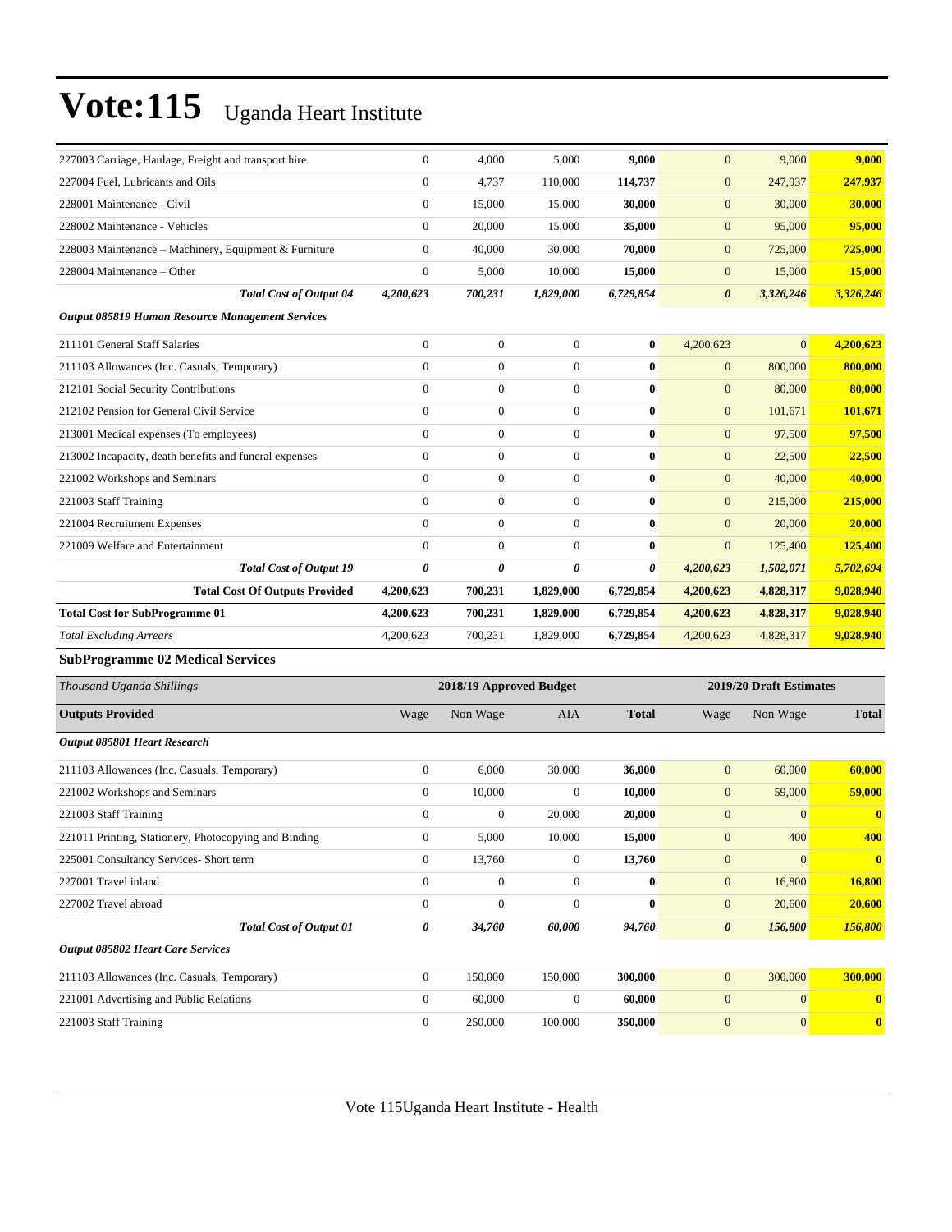| | | | | | | | |
|---|---|---|---|---|---|---|---|
| 227003 Carriage, Haulage, Freight and transport hire | 0 | 4,000 | 5,000 | **9,000** | 0 | 9,000 | **9,000** |
| 227004 Fuel, Lubricants and Oils | 0 | 4,737 | 110,000 | **114,737** | 0 | 247,937 | **247,937** |
| 228001 Maintenance - Civil | 0 | 15,000 | 15,000 | **30,000** | 0 | 30,000 | **30,000** |
| 228002 Maintenance - Vehicles | 0 | 20,000 | 15,000 | **35,000** | 0 | 95,000 | **95,000** |
| 228003 Maintenance – Machinery, Equipment & Furniture | 0 | 40,000 | 30,000 | **70,000** | 0 | 725,000 | **725,000** |
| 228004 Maintenance – Other | 0 | 5,000 | 10,000 | **15,000** | 0 | 15,000 | **15,000** |
| ***Total Cost of Output 04*** | ***4,200,623*** | ***700,231*** | ***1,829,000*** | ***6,729,854*** | ***0*** | ***3,326,246*** | ***3,326,246*** |
| ***Output 085819 Human Resource Management Services*** | | | | | | | |
| 211101 General Staff Salaries | 0 | 0 | 0 | **0** | 4,200,623 | 0 | **4,200,623** |
| 211103 Allowances (Inc. Casuals, Temporary) | 0 | 0 | 0 | **0** | 0 | 800,000 | **800,000** |
| 212101 Social Security Contributions | 0 | 0 | 0 | **0** | 0 | 80,000 | **80,000** |
| 212102 Pension for General Civil Service | 0 | 0 | 0 | **0** | 0 | 101,671 | **101,671** |
| 213001 Medical expenses (To employees) | 0 | 0 | 0 | **0** | 0 | 97,500 | **97,500** |
| 213002 Incapacity, death benefits and funeral expenses | 0 | 0 | 0 | **0** | 0 | 22,500 | **22,500** |
| 221002 Workshops and Seminars | 0 | 0 | 0 | **0** | 0 | 40,000 | **40,000** |
| 221003 Staff Training | 0 | 0 | 0 | **0** | 0 | 215,000 | **215,000** |
| 221004 Recruitment Expenses | 0 | 0 | 0 | **0** | 0 | 20,000 | **20,000** |
| 221009 Welfare and Entertainment | 0 | 0 | 0 | **0** | 0 | 125,400 | **125,400** |
| ***Total Cost of Output 19*** | ***0*** | ***0*** | ***0*** | ***0*** | ***4,200,623*** | ***1,502,071*** | ***5,702,694*** |
| **Total Cost Of Outputs Provided** | **4,200,623** | **700,231** | **1,829,000** | **6,729,854** | **4,200,623** | **4,828,317** | **9,028,940** |
| **Total Cost for SubProgramme 01** | **4,200,623** | **700,231** | **1,829,000** | **6,729,854** | **4,200,623** | **4,828,317** | **9,028,940** |
| *Total Excluding Arrears* | 4,200,623 | 700,231 | 1,829,000 | **6,729,854** | 4,200,623 | 4,828,317 | **9,028,940** |

**SubProgramme 02 Medical Services**

| *Thousand Uganda Shillings* | 2018/19 Approved Budget | | | | 2019/20 Draft Estimates | | |
|---|---|---|---|---|---|---|---|
| **Outputs Provided** | Wage | Non Wage | AIA | **Total** | Wage | Non Wage | **Total** |
| ***Output 085801 Heart Research*** | | | | | | | |
| 211103 Allowances (Inc. Casuals, Temporary) | 0 | 6,000 | 30,000 | **36,000** | 0 | 60,000 | **60,000** |
| 221002 Workshops and Seminars | 0 | 10,000 | 0 | **10,000** | 0 | 59,000 | **59,000** |
| 221003 Staff Training | 0 | 0 | 20,000 | **20,000** | 0 | 0 | **0** |
| 221011 Printing, Stationery, Photocopying and Binding | 0 | 5,000 | 10,000 | **15,000** | 0 | 400 | **400** |
| 225001 Consultancy Services- Short term | 0 | 13,760 | 0 | **13,760** | 0 | 0 | **0** |
| 227001 Travel inland | 0 | 0 | 0 | **0** | 0 | 16,800 | **16,800** |
| 227002 Travel abroad | 0 | 0 | 0 | **0** | 0 | 20,600 | **20,600** |
| ***Total Cost of Output 01*** | ***0*** | ***34,760*** | ***60,000*** | ***94,760*** | ***0*** | ***156,800*** | ***156,800*** |
| ***Output 085802 Heart Care Services*** | | | | | | | |
| 211103 Allowances (Inc. Casuals, Temporary) | 0 | 150,000 | 150,000 | **300,000** | 0 | 300,000 | **300,000** |
| 221001 Advertising and Public Relations | 0 | 60,000 | 0 | **60,000** | 0 | 0 | **0** |
| 221003 Staff Training | 0 | 250,000 | 100,000 | **350,000** | 0 | 0 | **0** |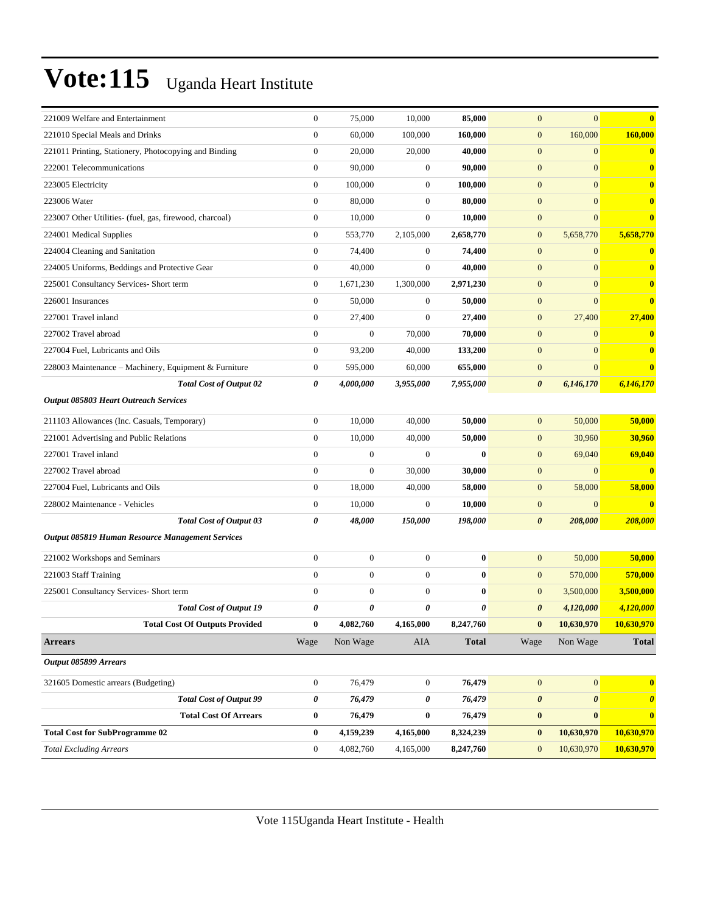# Vote:115 Uganda Heart Institute

| | | | | | | | |
|---|---|---|---|---|---|---|---|
| 221009 Welfare and Entertainment | 0 | 75,000 | 10,000 | **85,000** | 0 | 0 | **0** |
| 221010 Special Meals and Drinks | 0 | 60,000 | 100,000 | **160,000** | 0 | 160,000 | **160,000** |
| 221011 Printing, Stationery, Photocopying and Binding | 0 | 20,000 | 20,000 | **40,000** | 0 | 0 | **0** |
| 222001 Telecommunications | 0 | 90,000 | 0 | **90,000** | 0 | 0 | **0** |
| 223005 Electricity | 0 | 100,000 | 0 | **100,000** | 0 | 0 | **0** |
| 223006 Water | 0 | 80,000 | 0 | **80,000** | 0 | 0 | **0** |
| 223007 Other Utilities- (fuel, gas, firewood, charcoal) | 0 | 10,000 | 0 | **10,000** | 0 | 0 | **0** |
| 224001 Medical Supplies | 0 | 553,770 | 2,105,000 | **2,658,770** | 0 | 5,658,770 | **5,658,770** |
| 224004 Cleaning and Sanitation | 0 | 74,400 | 0 | **74,400** | 0 | 0 | **0** |
| 224005 Uniforms, Beddings and Protective Gear | 0 | 40,000 | 0 | **40,000** | 0 | 0 | **0** |
| 225001 Consultancy Services- Short term | 0 | 1,671,230 | 1,300,000 | **2,971,230** | 0 | 0 | **0** |
| 226001 Insurances | 0 | 50,000 | 0 | **50,000** | 0 | 0 | **0** |
| 227001 Travel inland | 0 | 27,400 | 0 | **27,400** | 0 | 27,400 | **27,400** |
| 227002 Travel abroad | 0 | 0 | 70,000 | **70,000** | 0 | 0 | **0** |
| 227004 Fuel, Lubricants and Oils | 0 | 93,200 | 40,000 | **133,200** | 0 | 0 | **0** |
| 228003 Maintenance – Machinery, Equipment & Furniture | 0 | 595,000 | 60,000 | **655,000** | 0 | 0 | **0** |
| ***Total Cost of Output 02*** | ***0*** | ***4,000,000*** | ***3,955,000*** | ***7,955,000*** | ***0*** | ***6,146,170*** | ***6,146,170*** |
| ***Output 085803 Heart Outreach Services*** | | | | | | | |
| 211103 Allowances (Inc. Casuals, Temporary) | 0 | 10,000 | 40,000 | **50,000** | 0 | 50,000 | **50,000** |
| 221001 Advertising and Public Relations | 0 | 10,000 | 40,000 | **50,000** | 0 | 30,960 | **30,960** |
| 227001 Travel inland | 0 | 0 | 0 | **0** | 0 | 69,040 | **69,040** |
| 227002 Travel abroad | 0 | 0 | 30,000 | **30,000** | 0 | 0 | **0** |
| 227004 Fuel, Lubricants and Oils | 0 | 18,000 | 40,000 | **58,000** | 0 | 58,000 | **58,000** |
| 228002 Maintenance - Vehicles | 0 | 10,000 | 0 | **10,000** | 0 | 0 | **0** |
| ***Total Cost of Output 03*** | ***0*** | ***48,000*** | ***150,000*** | ***198,000*** | ***0*** | ***208,000*** | ***208,000*** |
| ***Output 085819 Human Resource Management Services*** | | | | | | | |
| 221002 Workshops and Seminars | 0 | 0 | 0 | **0** | 0 | 50,000 | **50,000** |
| 221003 Staff Training | 0 | 0 | 0 | **0** | 0 | 570,000 | **570,000** |
| 225001 Consultancy Services- Short term | 0 | 0 | 0 | **0** | 0 | 3,500,000 | **3,500,000** |
| ***Total Cost of Output 19*** | ***0*** | ***0*** | ***0*** | ***0*** | ***0*** | ***4,120,000*** | ***4,120,000*** |
| **Total Cost Of Outputs Provided** | **0** | **4,082,760** | **4,165,000** | **8,247,760** | **0** | **10,630,970** | **10,630,970** |
| **Arrears** | Wage | Non Wage | AIA | **Total** | Wage | Non Wage | **Total** |
| ***Output 085899 Arrears*** | | | | | | | |
| 321605 Domestic arrears (Budgeting) | 0 | 76,479 | 0 | **76,479** | 0 | 0 | **0** |
| ***Total Cost of Output 99*** | ***0*** | ***76,479*** | ***0*** | ***76,479*** | ***0*** | ***0*** | ***0*** |
| **Total Cost Of Arrears** | **0** | **76,479** | **0** | **76,479** | **0** | **0** | **0** |
| **Total Cost for SubProgramme 02** | **0** | **4,159,239** | **4,165,000** | **8,324,239** | **0** | **10,630,970** | **10,630,970** |
| *Total Excluding Arrears* | 0 | 4,082,760 | 4,165,000 | **8,247,760** | 0 | 10,630,970 | **10,630,970** |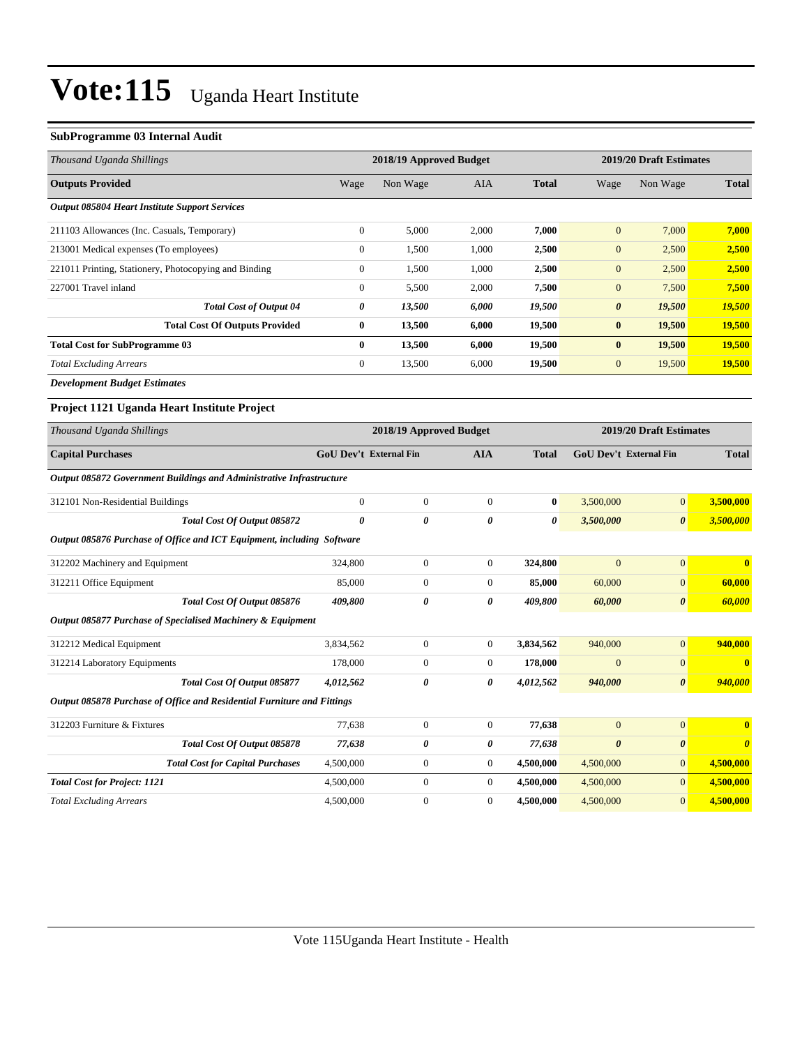# Vote:115 Uganda Heart Institute

### SubProgramme 03 Internal Audit

| *Thousand Uganda Shillings* | 2018/19 Approved Budget | | | | 2019/20 Draft Estimates | | |
|---|---|---|---|---|---|---|---|
| **Outputs Provided** | Wage | Non Wage | AIA | **Total** | Wage | Non Wage | **Total** |
| ***Output 085804 Heart Institute Support Services*** | | | | | | | |
| 211103 Allowances (Inc. Casuals, Temporary) | 0 | 5,000 | 2,000 | **7,000** | 0 | 7,000 | **7,000** |
| 213001 Medical expenses (To employees) | 0 | 1,500 | 1,000 | **2,500** | 0 | 2,500 | **2,500** |
| 221011 Printing, Stationery, Photocopying and Binding | 0 | 1,500 | 1,000 | **2,500** | 0 | 2,500 | **2,500** |
| 227001 Travel inland | 0 | 5,500 | 2,000 | **7,500** | 0 | 7,500 | **7,500** |
| ***Total Cost of Output 04*** | ***0*** | ***13,500*** | ***6,000*** | ***19,500*** | ***0*** | ***19,500*** | ***19,500*** |
| **Total Cost Of Outputs Provided** | **0** | **13,500** | **6,000** | **19,500** | **0** | **19,500** | **19,500** |
| **Total Cost for SubProgramme 03** | **0** | **13,500** | **6,000** | **19,500** | **0** | **19,500** | **19,500** |
| *Total Excluding Arrears* | 0 | 13,500 | 6,000 | **19,500** | 0 | 19,500 | **19,500** |

***Development Budget Estimates***

### Project 1121 Uganda Heart Institute Project

| *Thousand Uganda Shillings* | 2018/19 Approved Budget | | | | 2019/20 Draft Estimates | | |
|---|---|---|---|---|---|---|---|
| **Capital Purchases** | **GoU Dev't** | **External Fin** | **AIA** | **Total** | **GoU Dev't** | **External Fin** | **Total** |
| ***Output 085872 Government Buildings and Administrative Infrastructure*** | | | | | | | |
| 312101 Non-Residential Buildings | 0 | 0 | 0 | **0** | 3,500,000 | 0 | **3,500,000** |
| ***Total Cost Of Output 085872*** | ***0*** | ***0*** | ***0*** | ***0*** | ***3,500,000*** | ***0*** | ***3,500,000*** |
| ***Output 085876 Purchase of Office and ICT Equipment, including Software*** | | | | | | | |
| 312202 Machinery and Equipment | 324,800 | 0 | 0 | **324,800** | 0 | 0 | **0** |
| 312211 Office Equipment | 85,000 | 0 | 0 | **85,000** | 60,000 | 0 | **60,000** |
| ***Total Cost Of Output 085876*** | ***409,800*** | ***0*** | ***0*** | ***409,800*** | ***60,000*** | ***0*** | ***60,000*** |
| ***Output 085877 Purchase of Specialised Machinery & Equipment*** | | | | | | | |
| 312212 Medical Equipment | 3,834,562 | 0 | 0 | **3,834,562** | 940,000 | 0 | **940,000** |
| 312214 Laboratory Equipments | 178,000 | 0 | 0 | **178,000** | 0 | 0 | **0** |
| ***Total Cost Of Output 085877*** | ***4,012,562*** | ***0*** | ***0*** | ***4,012,562*** | ***940,000*** | ***0*** | ***940,000*** |
| ***Output 085878 Purchase of Office and Residential Furniture and Fittings*** | | | | | | | |
| 312203 Furniture & Fixtures | 77,638 | 0 | 0 | **77,638** | 0 | 0 | **0** |
| ***Total Cost Of Output 085878*** | ***77,638*** | ***0*** | ***0*** | ***77,638*** | ***0*** | ***0*** | ***0*** |
| ***Total Cost for Capital Purchases*** | 4,500,000 | 0 | 0 | **4,500,000** | 4,500,000 | 0 | **4,500,000** |
| ***Total Cost for Project: 1121*** | 4,500,000 | 0 | 0 | **4,500,000** | 4,500,000 | 0 | **4,500,000** |
| *Total Excluding Arrears* | 4,500,000 | 0 | 0 | **4,500,000** | 4,500,000 | 0 | **4,500,000** |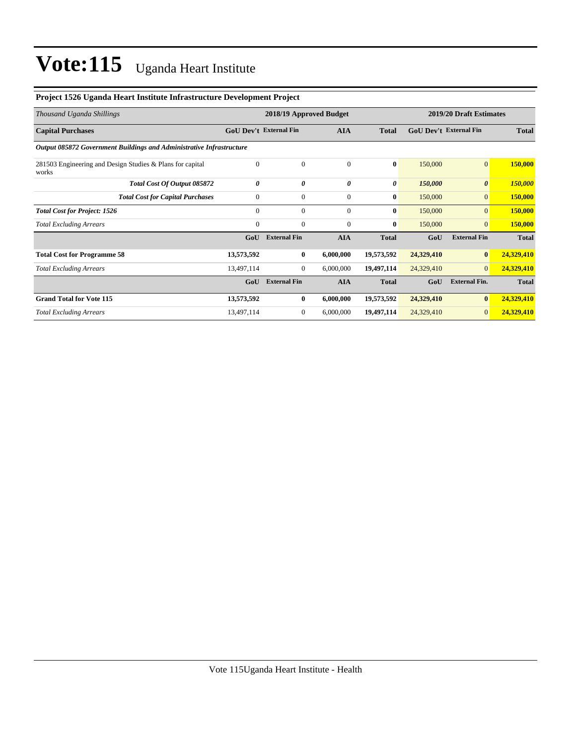# Vote:115 Uganda Heart Institute

### Project 1526 Uganda Heart Institute Infrastructure Development Project

| *Thousand Uganda Shillings* | 2018/19 Approved Budget | | | | 2019/20 Draft Estimates | | |
|---|---|---|---|---|---|---|---|
| **Capital Purchases** | **GoU Dev't** | **External Fin** | **AIA** | **Total** | **GoU Dev't** | **External Fin** | **Total** |
| ***Output 085872 Government Buildings and Administrative Infrastructure*** | | | | | | | |
| 281503 Engineering and Design Studies & Plans for capital works | 0 | 0 | 0 | **0** | 150,000 | 0 | **150,000** |
| ***Total Cost Of Output 085872*** | ***0*** | ***0*** | ***0*** | ***0*** | ***150,000*** | ***0*** | ***150,000*** |
| ***Total Cost for Capital Purchases*** | 0 | 0 | 0 | **0** | 150,000 | 0 | **150,000** |
| ***Total Cost for Project: 1526*** | 0 | 0 | 0 | **0** | 150,000 | 0 | **150,000** |
| *Total Excluding Arrears* | 0 | 0 | 0 | **0** | 150,000 | 0 | **150,000** |
| | **GoU** | **External Fin** | **AIA** | **Total** | **GoU** | **External Fin** | **Total** |
| **Total Cost for Programme 58** | **13,573,592** | **0** | **6,000,000** | **19,573,592** | **24,329,410** | **0** | **24,329,410** |
| *Total Excluding Arrears* | 13,497,114 | 0 | 6,000,000 | **19,497,114** | 24,329,410 | 0 | **24,329,410** |
| | **GoU** | **External Fin** | **AIA** | **Total** | **GoU** | **External Fin.** | **Total** |
| **Grand Total for Vote 115** | **13,573,592** | **0** | **6,000,000** | **19,573,592** | **24,329,410** | **0** | **24,329,410** |
| *Total Excluding Arrears* | 13,497,114 | 0 | 6,000,000 | **19,497,114** | 24,329,410 | 0 | **24,329,410** |